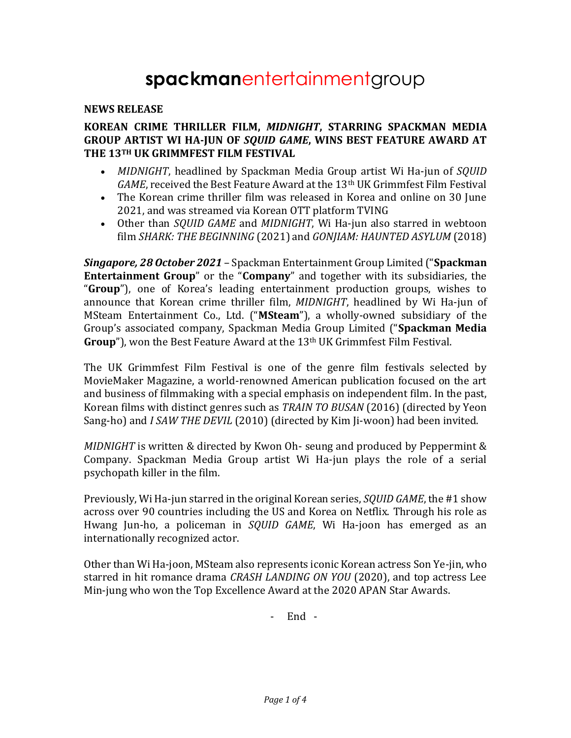# **spackman**entertainmentgroup

**NEWS RELEASE**

**KOREAN CRIME THRILLER FILM, *MIDNIGHT*, STARRING SPACKMAN MEDIA GROUP ARTIST WI HA-JUN OF *SQUID GAME*, WINS BEST FEATURE AWARD AT THE 13TH UK GRIMMFEST FILM FESTIVAL**

- *MIDNIGHT*, headlined by Spackman Media Group artist Wi Ha-jun of *SQUID GAME*, received the Best Feature Award at the 13th UK Grimmfest Film Festival
- The Korean crime thriller film was released in Korea and online on 30 June 2021, and was streamed via Korean OTT platform TVING
- Other than *SQUID GAME* and *MIDNIGHT*, Wi Ha-jun also starred in webtoon film *SHARK: THE BEGINNING* (2021) and *GONJIAM: HAUNTED ASYLUM* (2018)

***Singapore, 28 October 2021*** – Spackman Entertainment Group Limited ("**Spackman Entertainment Group**" or the "**Company**" and together with its subsidiaries, the "**Group**"), one of Korea's leading entertainment production groups, wishes to announce that Korean crime thriller film, *MIDNIGHT*, headlined by Wi Ha-jun of MSteam Entertainment Co., Ltd. ("**MSteam**"), a wholly-owned subsidiary of the Group's associated company, Spackman Media Group Limited ("**Spackman Media Group**"), won the Best Feature Award at the 13th UK Grimmfest Film Festival.

The UK Grimmfest Film Festival is one of the genre film festivals selected by MovieMaker Magazine, a world-renowned American publication focused on the art and business of filmmaking with a special emphasis on independent film. In the past, Korean films with distinct genres such as *TRAIN TO BUSAN* (2016) (directed by Yeon Sang-ho) and *I SAW THE DEVIL* (2010) (directed by Kim Ji-woon) had been invited.

*MIDNIGHT* is written & directed by Kwon Oh- seung and produced by Peppermint & Company. Spackman Media Group artist Wi Ha-jun plays the role of a serial psychopath killer in the film.

Previously, Wi Ha-jun starred in the original Korean series, *SQUID GAME*, the #1 show across over 90 countries including the US and Korea on Netflix. Through his role as Hwang Jun-ho, a policeman in *SQUID GAME*, Wi Ha-joon has emerged as an internationally recognized actor.

Other than Wi Ha-joon, MSteam also represents iconic Korean actress Son Ye-jin, who starred in hit romance drama *CRASH LANDING ON YOU* (2020), and top actress Lee Min-jung who won the Top Excellence Award at the 2020 APAN Star Awards.

\- End -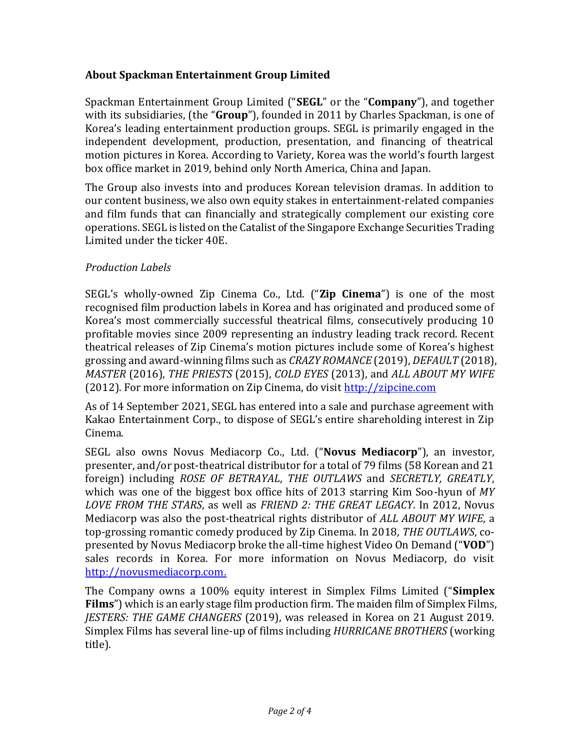## About Spackman Entertainment Group Limited

Spackman Entertainment Group Limited ("**SEGL**" or the "**Company**"), and together with its subsidiaries, (the "**Group**"), founded in 2011 by Charles Spackman, is one of Korea's leading entertainment production groups. SEGL is primarily engaged in the independent development, production, presentation, and financing of theatrical motion pictures in Korea. According to Variety, Korea was the world's fourth largest box office market in 2019, behind only North America, China and Japan.

The Group also invests into and produces Korean television dramas. In addition to our content business, we also own equity stakes in entertainment-related companies and film funds that can financially and strategically complement our existing core operations. SEGL is listed on the Catalist of the Singapore Exchange Securities Trading Limited under the ticker 40E.

*Production Labels*

SEGL's wholly-owned Zip Cinema Co., Ltd. ("**Zip Cinema**") is one of the most recognised film production labels in Korea and has originated and produced some of Korea's most commercially successful theatrical films, consecutively producing 10 profitable movies since 2009 representing an industry leading track record. Recent theatrical releases of Zip Cinema's motion pictures include some of Korea's highest grossing and award-winning films such as *CRAZY ROMANCE* (2019), *DEFAULT* (2018), *MASTER* (2016), *THE PRIESTS* (2015), *COLD EYES* (2013), and *ALL ABOUT MY WIFE* (2012). For more information on Zip Cinema, do visit [http://zipcine.com](http://zipcine.com)

As of 14 September 2021, SEGL has entered into a sale and purchase agreement with Kakao Entertainment Corp., to dispose of SEGL's entire shareholding interest in Zip Cinema.

SEGL also owns Novus Mediacorp Co., Ltd. ("**Novus Mediacorp**"), an investor, presenter, and/or post-theatrical distributor for a total of 79 films (58 Korean and 21 foreign) including *ROSE OF BETRAYAL*, *THE OUTLAWS* and *SECRETLY, GREATLY*, which was one of the biggest box office hits of 2013 starring Kim Soo-hyun of *MY LOVE FROM THE STARS*, as well as *FRIEND 2: THE GREAT LEGACY*. In 2012, Novus Mediacorp was also the post-theatrical rights distributor of *ALL ABOUT MY WIFE*, a top-grossing romantic comedy produced by Zip Cinema. In 2018, *THE OUTLAWS*, co-presented by Novus Mediacorp broke the all-time highest Video On Demand ("**VOD**") sales records in Korea. For more information on Novus Mediacorp, do visit [http://novusmediacorp.com.](http://novusmediacorp.com)

The Company owns a 100% equity interest in Simplex Films Limited ("**Simplex Films**") which is an early stage film production firm. The maiden film of Simplex Films, *JESTERS: THE GAME CHANGERS* (2019), was released in Korea on 21 August 2019. Simplex Films has several line-up of films including *HURRICANE BROTHERS* (working title).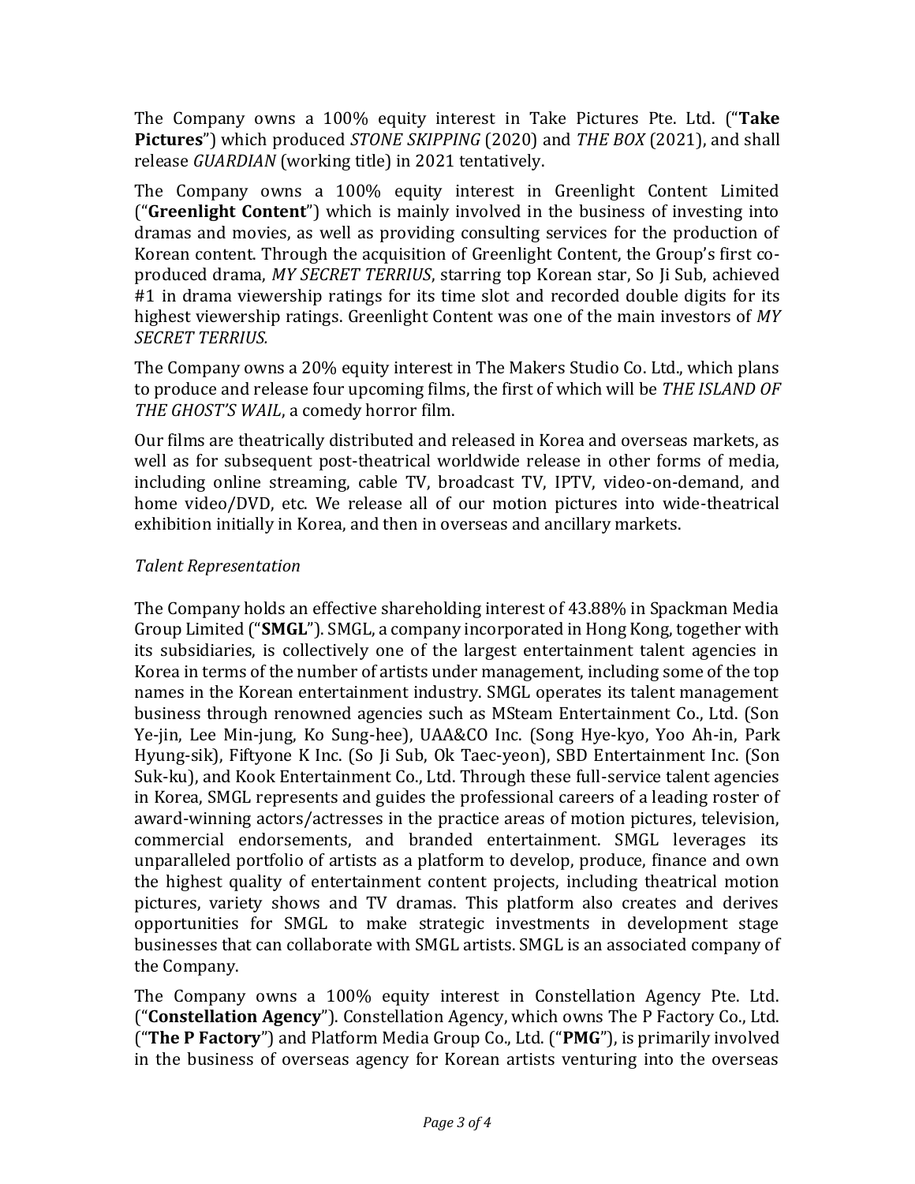The Company owns a 100% equity interest in Take Pictures Pte. Ltd. ("**Take Pictures**") which produced *STONE SKIPPING* (2020) and *THE BOX* (2021), and shall release *GUARDIAN* (working title) in 2021 tentatively.

The Company owns a 100% equity interest in Greenlight Content Limited ("**Greenlight Content**") which is mainly involved in the business of investing into dramas and movies, as well as providing consulting services for the production of Korean content. Through the acquisition of Greenlight Content, the Group's first co-produced drama, *MY SECRET TERRIUS*, starring top Korean star, So Ji Sub, achieved #1 in drama viewership ratings for its time slot and recorded double digits for its highest viewership ratings. Greenlight Content was one of the main investors of *MY SECRET TERRIUS.*

The Company owns a 20% equity interest in The Makers Studio Co. Ltd., which plans to produce and release four upcoming films, the first of which will be *THE ISLAND OF THE GHOST'S WAIL*, a comedy horror film.

Our films are theatrically distributed and released in Korea and overseas markets, as well as for subsequent post-theatrical worldwide release in other forms of media, including online streaming, cable TV, broadcast TV, IPTV, video-on-demand, and home video/DVD, etc. We release all of our motion pictures into wide-theatrical exhibition initially in Korea, and then in overseas and ancillary markets.

*Talent Representation*

The Company holds an effective shareholding interest of 43.88% in Spackman Media Group Limited ("**SMGL**"). SMGL, a company incorporated in Hong Kong, together with its subsidiaries, is collectively one of the largest entertainment talent agencies in Korea in terms of the number of artists under management, including some of the top names in the Korean entertainment industry. SMGL operates its talent management business through renowned agencies such as MSteam Entertainment Co., Ltd. (Son Ye-jin, Lee Min-jung, Ko Sung-hee), UAA&CO Inc. (Song Hye-kyo, Yoo Ah-in, Park Hyung-sik), Fiftyone K Inc. (So Ji Sub, Ok Taec-yeon), SBD Entertainment Inc. (Son Suk-ku), and Kook Entertainment Co., Ltd. Through these full-service talent agencies in Korea, SMGL represents and guides the professional careers of a leading roster of award-winning actors/actresses in the practice areas of motion pictures, television, commercial endorsements, and branded entertainment. SMGL leverages its unparalleled portfolio of artists as a platform to develop, produce, finance and own the highest quality of entertainment content projects, including theatrical motion pictures, variety shows and TV dramas. This platform also creates and derives opportunities for SMGL to make strategic investments in development stage businesses that can collaborate with SMGL artists. SMGL is an associated company of the Company.

The Company owns a 100% equity interest in Constellation Agency Pte. Ltd. ("**Constellation Agency**"). Constellation Agency, which owns The P Factory Co., Ltd. ("**The P Factory**") and Platform Media Group Co., Ltd. ("**PMG**"), is primarily involved in the business of overseas agency for Korean artists venturing into the overseas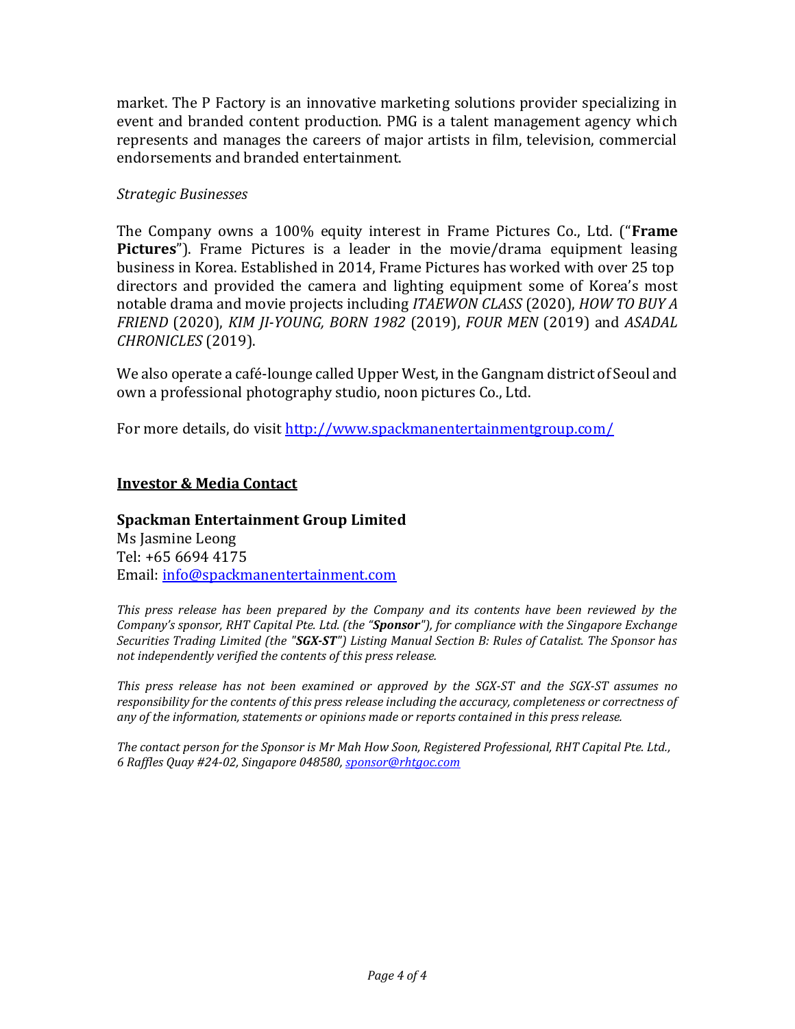market. The P Factory is an innovative marketing solutions provider specializing in event and branded content production. PMG is a talent management agency which represents and manages the careers of major artists in film, television, commercial endorsements and branded entertainment.

*Strategic Businesses*

The Company owns a 100% equity interest in Frame Pictures Co., Ltd. ("**Frame Pictures**"). Frame Pictures is a leader in the movie/drama equipment leasing business in Korea. Established in 2014, Frame Pictures has worked with over 25 top directors and provided the camera and lighting equipment some of Korea's most notable drama and movie projects including *ITAEWON CLASS* (2020), *HOW TO BUY A FRIEND* (2020), *KIM JI-YOUNG, BORN 1982* (2019), *FOUR MEN* (2019) and *ASADAL CHRONICLES* (2019).

We also operate a café-lounge called Upper West, in the Gangnam district of Seoul and own a professional photography studio, noon pictures Co., Ltd.

For more details, do visit http://www.spackmanentertainmentgroup.com/

## Investor & Media Contact

**Spackman Entertainment Group Limited**
Ms Jasmine Leong
Tel: +65 6694 4175
Email: info@spackmanentertainment.com

*This press release has been prepared by the Company and its contents have been reviewed by the Company's sponsor, RHT Capital Pte. Ltd. (the "**Sponsor**"), for compliance with the Singapore Exchange Securities Trading Limited (the "**SGX-ST**") Listing Manual Section B: Rules of Catalist. The Sponsor has not independently verified the contents of this press release.*

*This press release has not been examined or approved by the SGX-ST and the SGX-ST assumes no responsibility for the contents of this press release including the accuracy, completeness or correctness of any of the information, statements or opinions made or reports contained in this press release.*

*The contact person for the Sponsor is Mr Mah How Soon, Registered Professional, RHT Capital Pte. Ltd., 6 Raffles Quay #24-02, Singapore 048580, sponsor@rhtgoc.com*